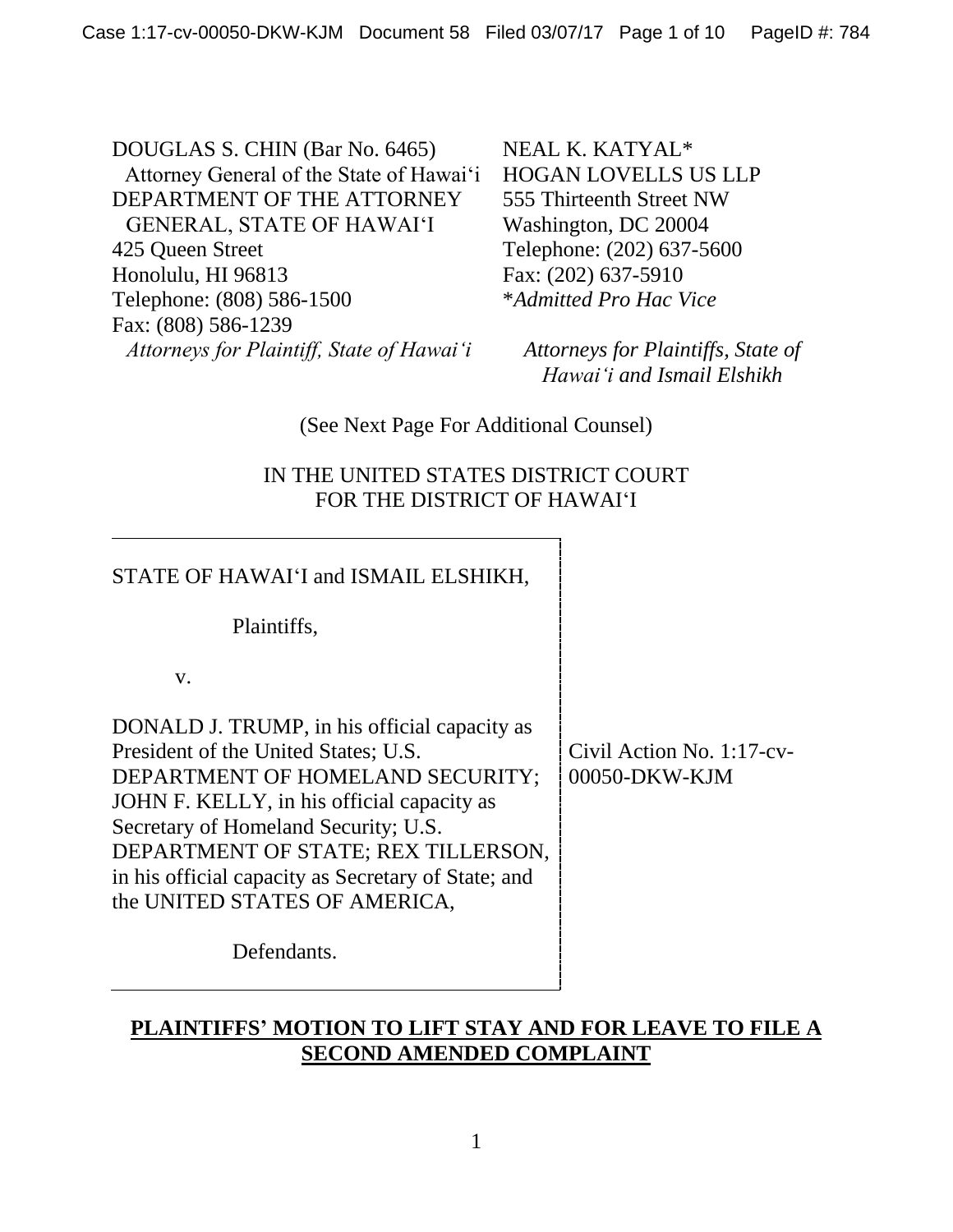DOUGLAS S. CHIN (Bar No. 6465)
Attorney General of the State of Hawai'i
DEPARTMENT OF THE ATTORNEY GENERAL, STATE OF HAWAI'I
425 Queen Street
Honolulu, HI 96813
Telephone: (808) 586-1500
Fax: (808) 586-1239
*Attorneys for Plaintiff, State of Hawai'i*

NEAL K. KATYAL*
HOGAN LOVELLS US LLP
555 Thirteenth Street NW
Washington, DC 20004
Telephone: (202) 637-5600
Fax: (202) 637-5910
**Admitted Pro Hac Vice*

*Attorneys for Plaintiffs, State of Hawai'i and Ismail Elshikh*

(See Next Page For Additional Counsel)

IN THE UNITED STATES DISTRICT COURT
FOR THE DISTRICT OF HAWAI'I

| | |
|---|---|
| STATE OF HAWAI'I and ISMAIL ELSHIKH,<br><br>Plaintiffs,<br><br>v.<br><br>DONALD J. TRUMP, in his official capacity as President of the United States; U.S. DEPARTMENT OF HOMELAND SECURITY; JOHN F. KELLY, in his official capacity as Secretary of Homeland Security; U.S. DEPARTMENT OF STATE; REX TILLERSON, in his official capacity as Secretary of State; and the UNITED STATES OF AMERICA,<br><br>Defendants. | Civil Action No. 1:17-cv-00050-DKW-KJM |

**PLAINTIFFS' MOTION TO LIFT STAY AND FOR LEAVE TO FILE A SECOND AMENDED COMPLAINT**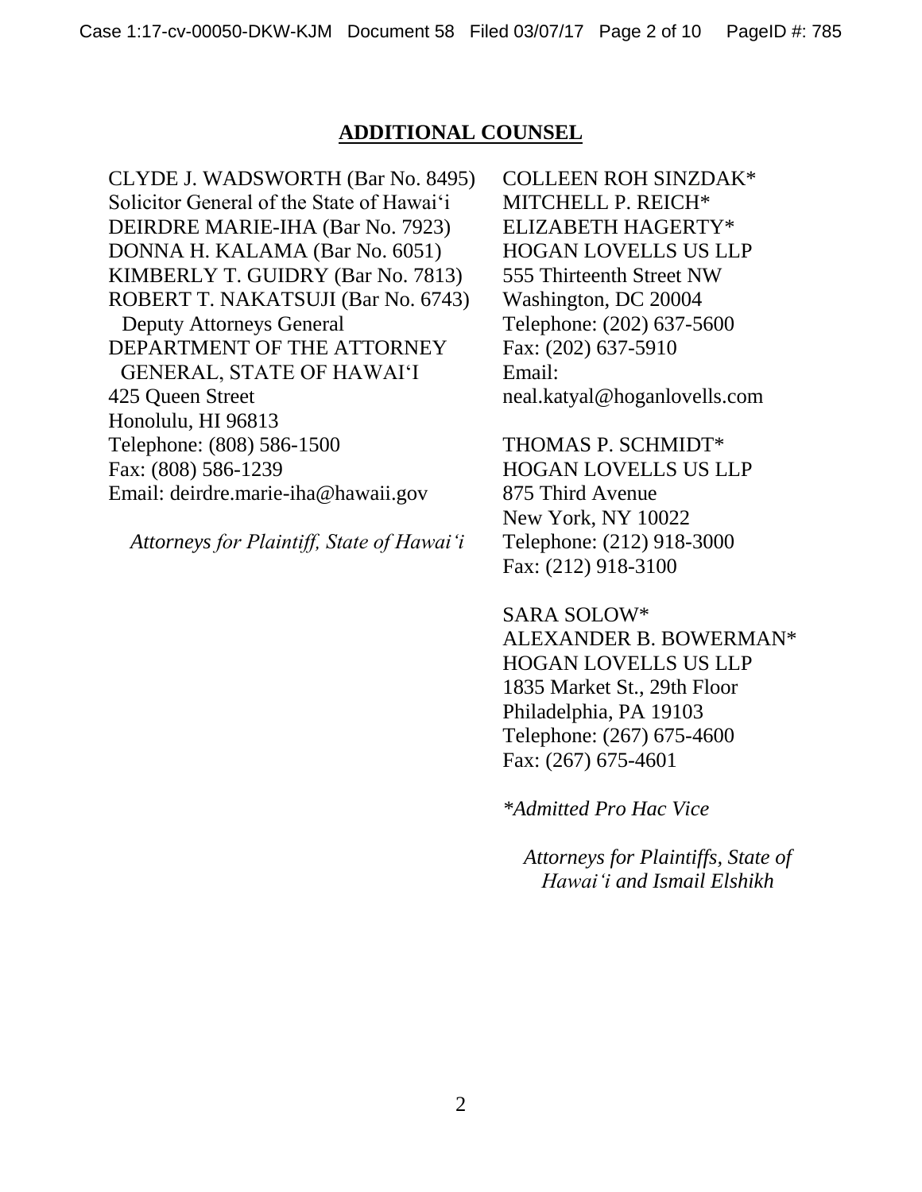## **ADDITIONAL COUNSEL**

CLYDE J. WADSWORTH (Bar No. 8495)
Solicitor General of the State of Hawai'i
DEIRDRE MARIE-IHA (Bar No. 7923)
DONNA H. KALAMA (Bar No. 6051)
KIMBERLY T. GUIDRY (Bar No. 7813)
ROBERT T. NAKATSUJI (Bar No. 6743)
Deputy Attorneys General
DEPARTMENT OF THE ATTORNEY
GENERAL, STATE OF HAWAI'I
425 Queen Street
Honolulu, HI 96813
Telephone: (808) 586-1500
Fax: (808) 586-1239
Email: deirdre.marie-iha@hawaii.gov

*Attorneys for Plaintiff, State of Hawai'i*

COLLEEN ROH SINZDAK*
MITCHELL P. REICH*
ELIZABETH HAGERTY*
HOGAN LOVELLS US LLP
555 Thirteenth Street NW
Washington, DC 20004
Telephone: (202) 637-5600
Fax: (202) 637-5910
Email:
neal.katyal@hoganlovells.com

THOMAS P. SCHMIDT*
HOGAN LOVELLS US LLP
875 Third Avenue
New York, NY 10022
Telephone: (212) 918-3000
Fax: (212) 918-3100

SARA SOLOW*
ALEXANDER B. BOWERMAN*
HOGAN LOVELLS US LLP
1835 Market St., 29th Floor
Philadelphia, PA 19103
Telephone: (267) 675-4600
Fax: (267) 675-4601

*\*Admitted Pro Hac Vice*

*Attorneys for Plaintiffs, State of Hawai'i and Ismail Elshikh*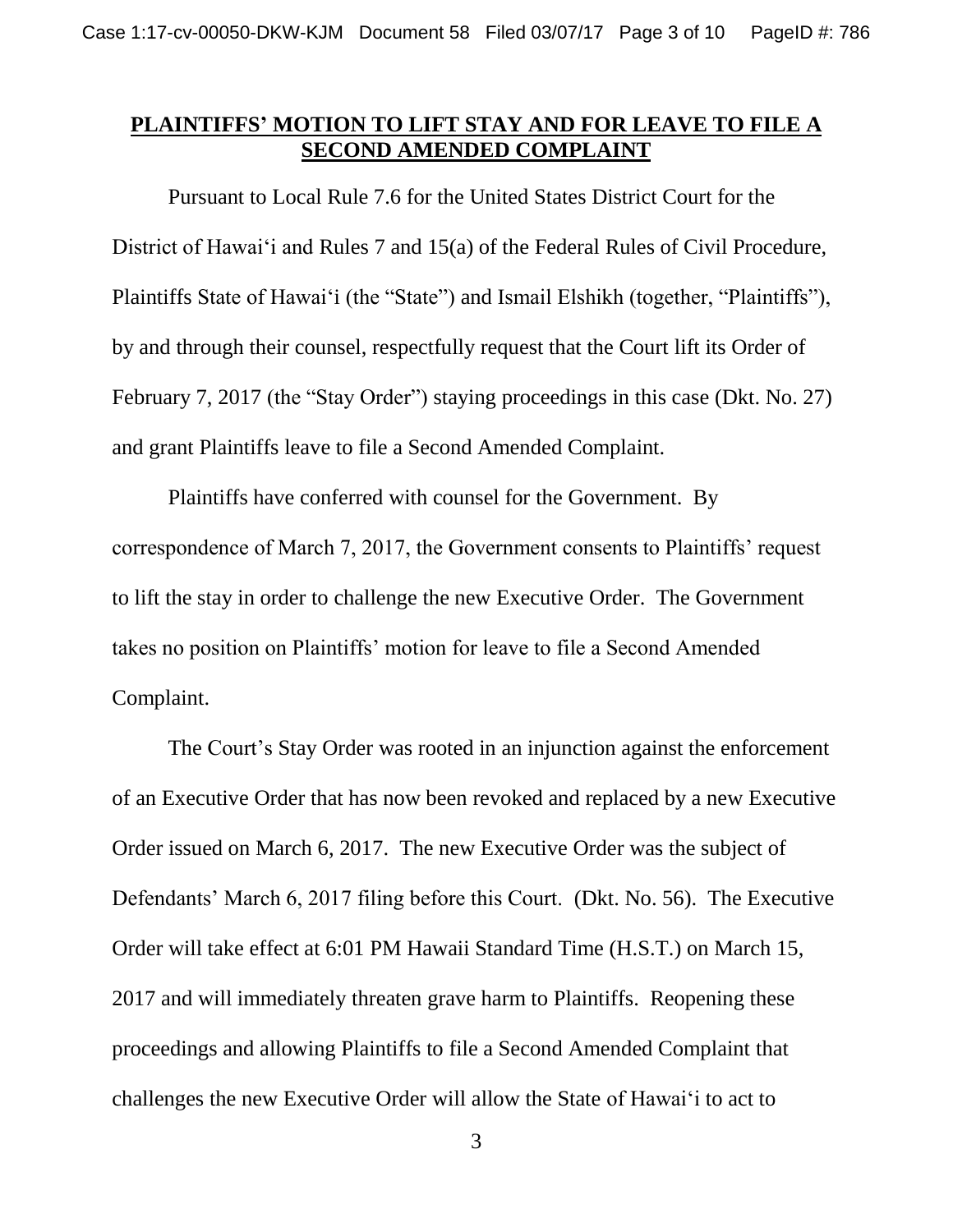**PLAINTIFFS' MOTION TO LIFT STAY AND FOR LEAVE TO FILE A SECOND AMENDED COMPLAINT**

Pursuant to Local Rule 7.6 for the United States District Court for the District of Hawaiʻi and Rules 7 and 15(a) of the Federal Rules of Civil Procedure, Plaintiffs State of Hawaiʻi (the "State") and Ismail Elshikh (together, "Plaintiffs"), by and through their counsel, respectfully request that the Court lift its Order of February 7, 2017 (the "Stay Order") staying proceedings in this case (Dkt. No. 27) and grant Plaintiffs leave to file a Second Amended Complaint.

Plaintiffs have conferred with counsel for the Government. By correspondence of March 7, 2017, the Government consents to Plaintiffs' request to lift the stay in order to challenge the new Executive Order. The Government takes no position on Plaintiffs' motion for leave to file a Second Amended Complaint.

The Court's Stay Order was rooted in an injunction against the enforcement of an Executive Order that has now been revoked and replaced by a new Executive Order issued on March 6, 2017. The new Executive Order was the subject of Defendants' March 6, 2017 filing before this Court. (Dkt. No. 56). The Executive Order will take effect at 6:01 PM Hawaii Standard Time (H.S.T.) on March 15, 2017 and will immediately threaten grave harm to Plaintiffs. Reopening these proceedings and allowing Plaintiffs to file a Second Amended Complaint that challenges the new Executive Order will allow the State of Hawaiʻi to act to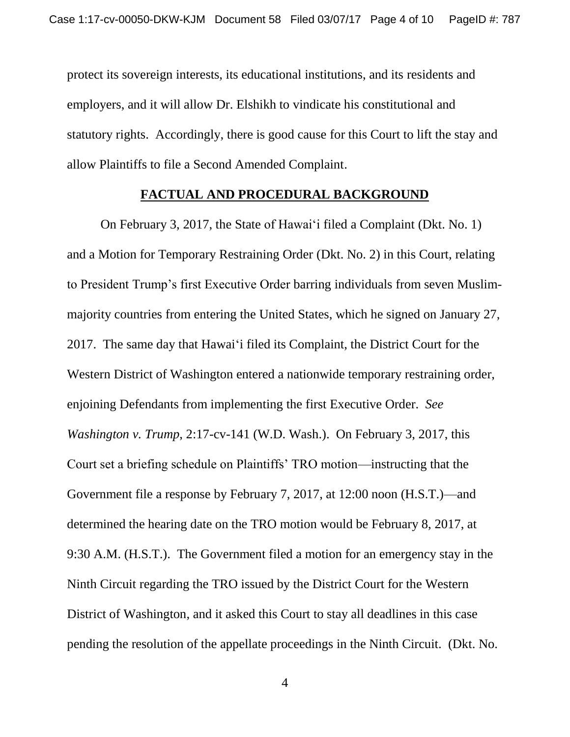protect its sovereign interests, its educational institutions, and its residents and employers, and it will allow Dr. Elshikh to vindicate his constitutional and statutory rights. Accordingly, there is good cause for this Court to lift the stay and allow Plaintiffs to file a Second Amended Complaint.

## FACTUAL AND PROCEDURAL BACKGROUND

On February 3, 2017, the State of Hawaiʻi filed a Complaint (Dkt. No. 1) and a Motion for Temporary Restraining Order (Dkt. No. 2) in this Court, relating to President Trump's first Executive Order barring individuals from seven Muslim-majority countries from entering the United States, which he signed on January 27, 2017. The same day that Hawaiʻi filed its Complaint, the District Court for the Western District of Washington entered a nationwide temporary restraining order, enjoining Defendants from implementing the first Executive Order. *See Washington v. Trump*, 2:17-cv-141 (W.D. Wash.). On February 3, 2017, this Court set a briefing schedule on Plaintiffs' TRO motion—instructing that the Government file a response by February 7, 2017, at 12:00 noon (H.S.T.)—and determined the hearing date on the TRO motion would be February 8, 2017, at 9:30 A.M. (H.S.T.). The Government filed a motion for an emergency stay in the Ninth Circuit regarding the TRO issued by the District Court for the Western District of Washington, and it asked this Court to stay all deadlines in this case pending the resolution of the appellate proceedings in the Ninth Circuit. (Dkt. No.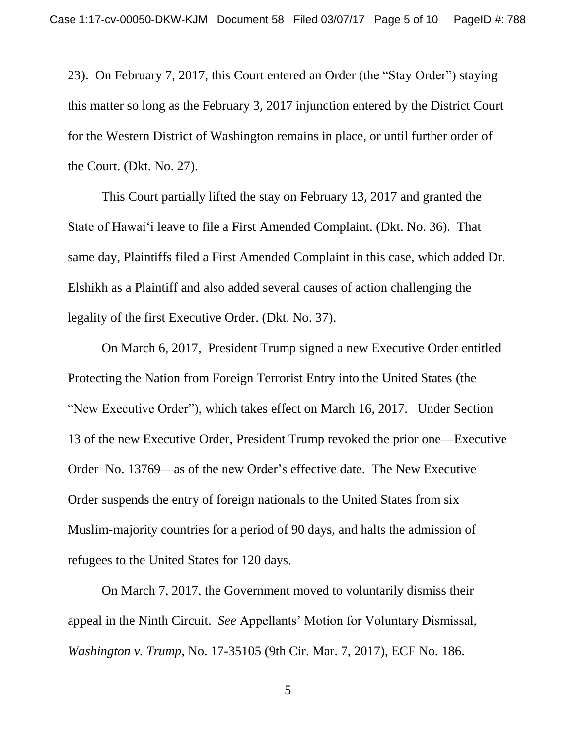23). On February 7, 2017, this Court entered an Order (the "Stay Order") staying this matter so long as the February 3, 2017 injunction entered by the District Court for the Western District of Washington remains in place, or until further order of the Court. (Dkt. No. 27).

This Court partially lifted the stay on February 13, 2017 and granted the State of Hawai'i leave to file a First Amended Complaint. (Dkt. No. 36). That same day, Plaintiffs filed a First Amended Complaint in this case, which added Dr. Elshikh as a Plaintiff and also added several causes of action challenging the legality of the first Executive Order. (Dkt. No. 37).

On March 6, 2017, President Trump signed a new Executive Order entitled Protecting the Nation from Foreign Terrorist Entry into the United States (the "New Executive Order"), which takes effect on March 16, 2017. Under Section 13 of the new Executive Order, President Trump revoked the prior one—Executive Order No. 13769—as of the new Order's effective date. The New Executive Order suspends the entry of foreign nationals to the United States from six Muslim-majority countries for a period of 90 days, and halts the admission of refugees to the United States for 120 days.

On March 7, 2017, the Government moved to voluntarily dismiss their appeal in the Ninth Circuit. *See* Appellants' Motion for Voluntary Dismissal, *Washington v. Trump*, No. 17-35105 (9th Cir. Mar. 7, 2017), ECF No. 186.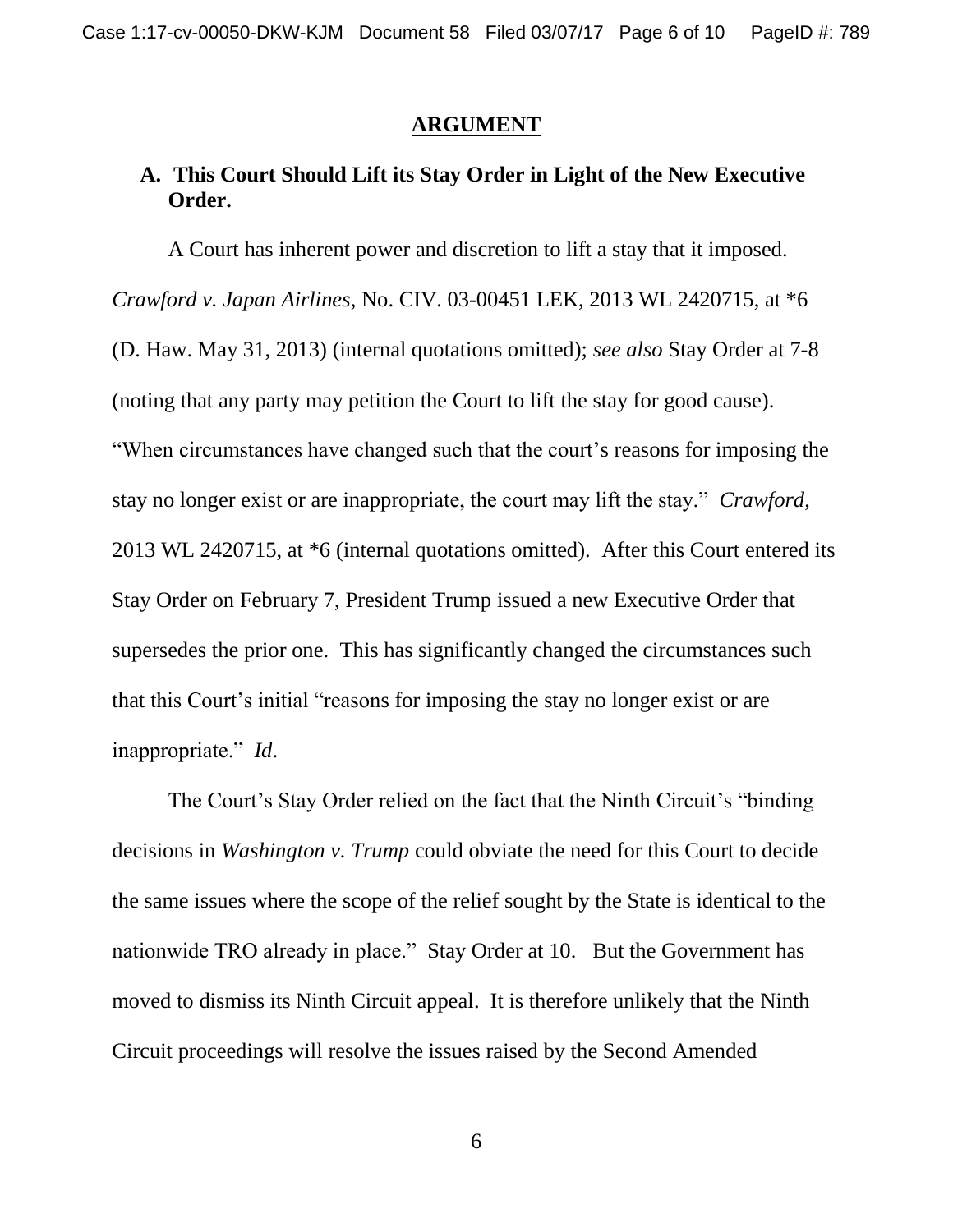## ARGUMENT

### A. This Court Should Lift its Stay Order in Light of the New Executive Order.

A Court has inherent power and discretion to lift a stay that it imposed. *Crawford v. Japan Airlines*, No. CIV. 03-00451 LEK, 2013 WL 2420715, at *6 (D. Haw. May 31, 2013) (internal quotations omitted); *see also* Stay Order at 7-8 (noting that any party may petition the Court to lift the stay for good cause). "When circumstances have changed such that the court's reasons for imposing the stay no longer exist or are inappropriate, the court may lift the stay." *Crawford*, 2013 WL 2420715, at *6 (internal quotations omitted). After this Court entered its Stay Order on February 7, President Trump issued a new Executive Order that supersedes the prior one. This has significantly changed the circumstances such that this Court's initial "reasons for imposing the stay no longer exist or are inappropriate." *Id*.

The Court's Stay Order relied on the fact that the Ninth Circuit's "binding decisions in *Washington v. Trump* could obviate the need for this Court to decide the same issues where the scope of the relief sought by the State is identical to the nationwide TRO already in place." Stay Order at 10. But the Government has moved to dismiss its Ninth Circuit appeal. It is therefore unlikely that the Ninth Circuit proceedings will resolve the issues raised by the Second Amended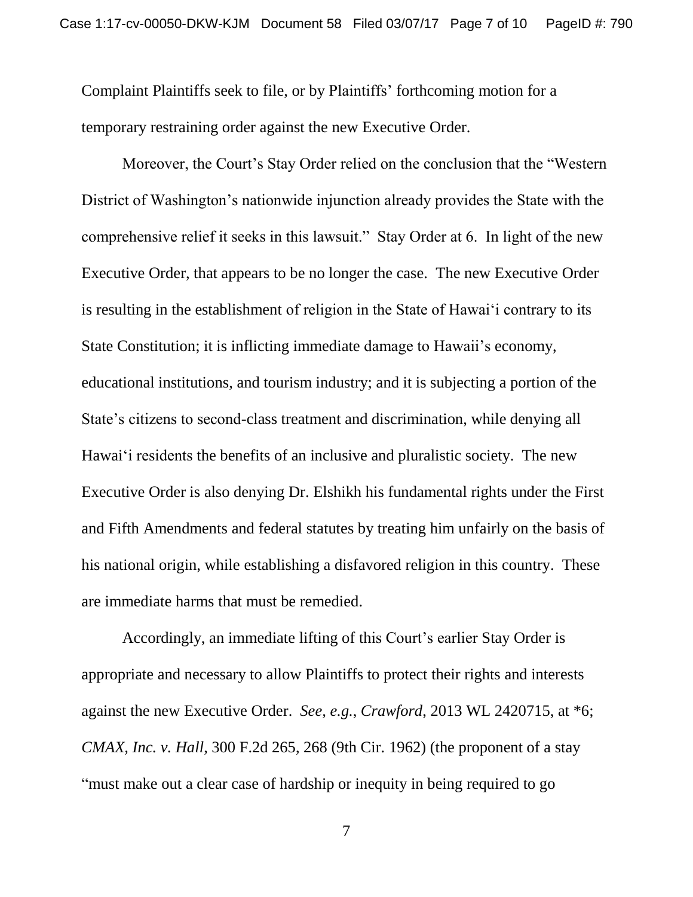Complaint Plaintiffs seek to file, or by Plaintiffs' forthcoming motion for a temporary restraining order against the new Executive Order.

Moreover, the Court's Stay Order relied on the conclusion that the "Western District of Washington's nationwide injunction already provides the State with the comprehensive relief it seeks in this lawsuit." Stay Order at 6. In light of the new Executive Order, that appears to be no longer the case. The new Executive Order is resulting in the establishment of religion in the State of Hawai'i contrary to its State Constitution; it is inflicting immediate damage to Hawaii's economy, educational institutions, and tourism industry; and it is subjecting a portion of the State's citizens to second-class treatment and discrimination, while denying all Hawai'i residents the benefits of an inclusive and pluralistic society. The new Executive Order is also denying Dr. Elshikh his fundamental rights under the First and Fifth Amendments and federal statutes by treating him unfairly on the basis of his national origin, while establishing a disfavored religion in this country. These are immediate harms that must be remedied.

Accordingly, an immediate lifting of this Court's earlier Stay Order is appropriate and necessary to allow Plaintiffs to protect their rights and interests against the new Executive Order. *See, e.g.*, *Crawford*, 2013 WL 2420715, at *6; *CMAX, Inc. v. Hall*, 300 F.2d 265, 268 (9th Cir. 1962) (the proponent of a stay "must make out a clear case of hardship or inequity in being required to go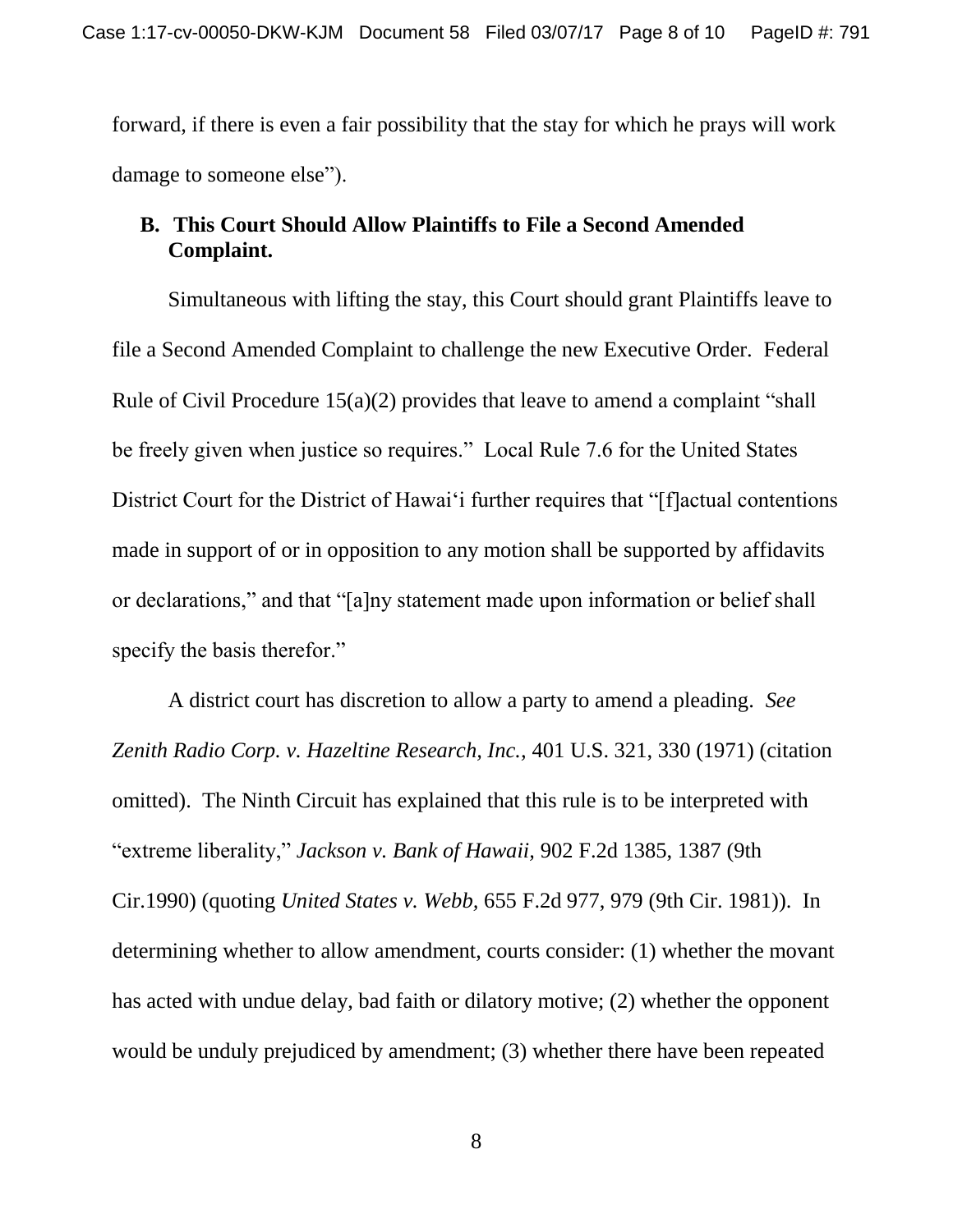forward, if there is even a fair possibility that the stay for which he prays will work damage to someone else").

## B. This Court Should Allow Plaintiffs to File a Second Amended Complaint.

Simultaneous with lifting the stay, this Court should grant Plaintiffs leave to file a Second Amended Complaint to challenge the new Executive Order. Federal Rule of Civil Procedure 15(a)(2) provides that leave to amend a complaint "shall be freely given when justice so requires." Local Rule 7.6 for the United States District Court for the District of Hawai'i further requires that "[f]actual contentions made in support of or in opposition to any motion shall be supported by affidavits or declarations," and that "[a]ny statement made upon information or belief shall specify the basis therefor."

A district court has discretion to allow a party to amend a pleading. *See Zenith Radio Corp. v. Hazeltine Research, Inc.*, 401 U.S. 321, 330 (1971) (citation omitted). The Ninth Circuit has explained that this rule is to be interpreted with "extreme liberality," *Jackson v. Bank of Hawaii*, 902 F.2d 1385, 1387 (9th Cir.1990) (quoting *United States v. Webb*, 655 F.2d 977, 979 (9th Cir. 1981)). In determining whether to allow amendment, courts consider: (1) whether the movant has acted with undue delay, bad faith or dilatory motive; (2) whether the opponent would be unduly prejudiced by amendment; (3) whether there have been repeated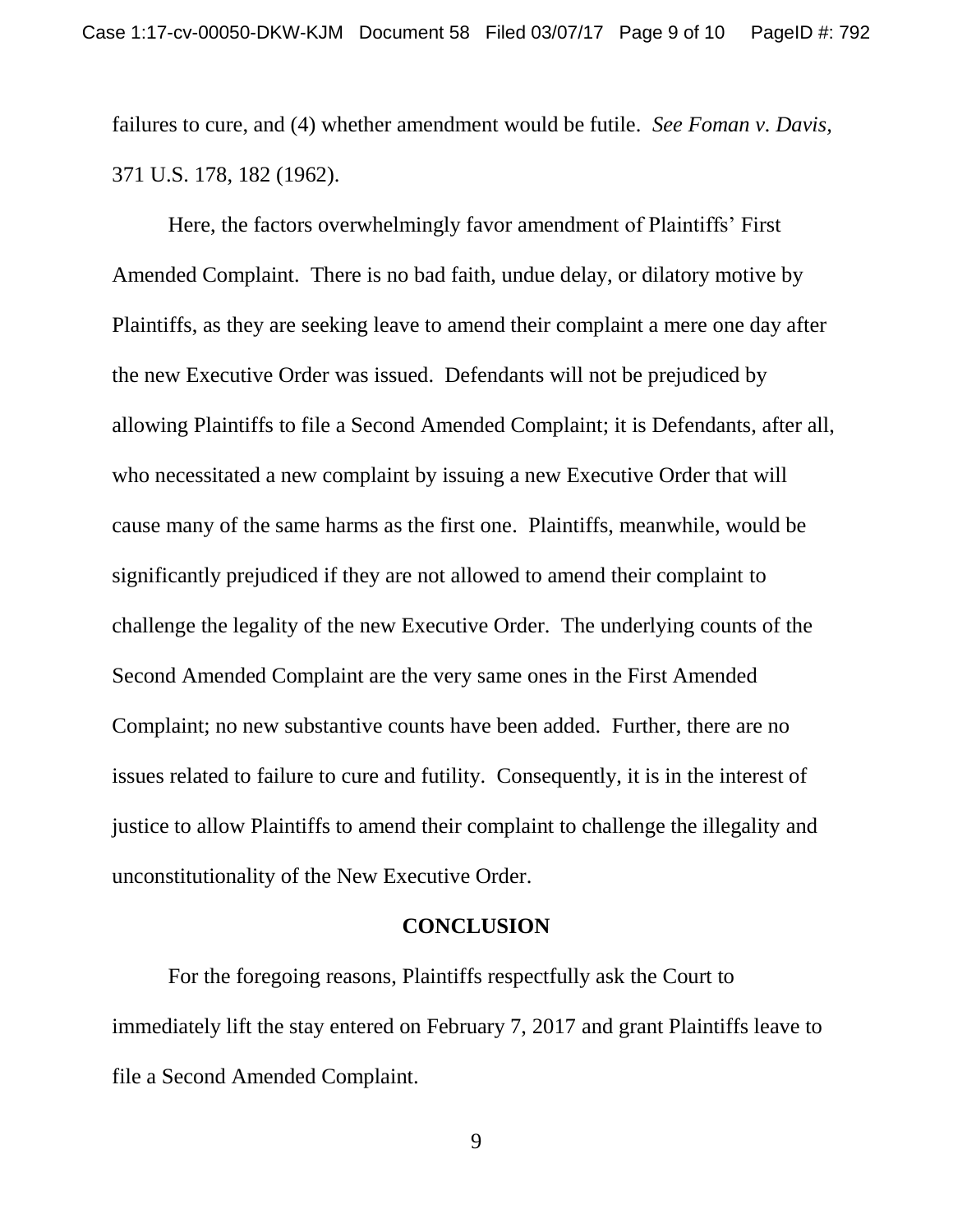failures to cure, and (4) whether amendment would be futile. *See Foman v. Davis*, 371 U.S. 178, 182 (1962).

Here, the factors overwhelmingly favor amendment of Plaintiffs' First Amended Complaint. There is no bad faith, undue delay, or dilatory motive by Plaintiffs, as they are seeking leave to amend their complaint a mere one day after the new Executive Order was issued. Defendants will not be prejudiced by allowing Plaintiffs to file a Second Amended Complaint; it is Defendants, after all, who necessitated a new complaint by issuing a new Executive Order that will cause many of the same harms as the first one. Plaintiffs, meanwhile, would be significantly prejudiced if they are not allowed to amend their complaint to challenge the legality of the new Executive Order. The underlying counts of the Second Amended Complaint are the very same ones in the First Amended Complaint; no new substantive counts have been added. Further, there are no issues related to failure to cure and futility. Consequently, it is in the interest of justice to allow Plaintiffs to amend their complaint to challenge the illegality and unconstitutionality of the New Executive Order.

## CONCLUSION

For the foregoing reasons, Plaintiffs respectfully ask the Court to immediately lift the stay entered on February 7, 2017 and grant Plaintiffs leave to file a Second Amended Complaint.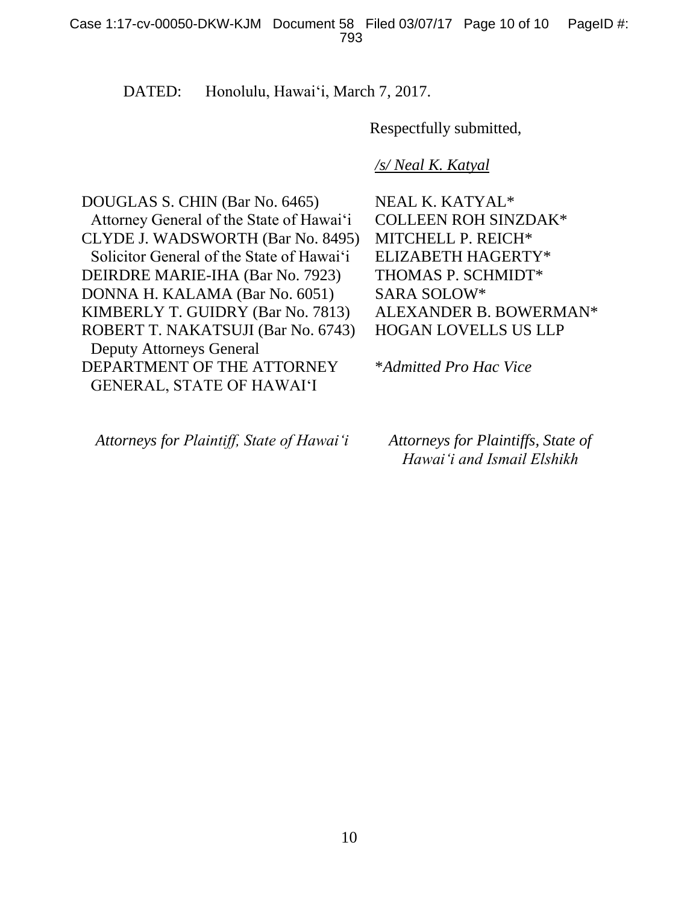DATED: Honolulu, Hawai‘i, March 7, 2017.

Respectfully submitted,

*/s/ Neal K. Katyal*

DOUGLAS S. CHIN (Bar No. 6465)
Attorney General of the State of Hawai‘i
CLYDE J. WADSWORTH (Bar No. 8495)
Solicitor General of the State of Hawai‘i
DEIRDRE MARIE-IHA (Bar No. 7923)
DONNA H. KALAMA (Bar No. 6051)
KIMBERLY T. GUIDRY (Bar No. 7813)
ROBERT T. NAKATSUJI (Bar No. 6743)
Deputy Attorneys General
DEPARTMENT OF THE ATTORNEY GENERAL, STATE OF HAWAI‘I

*Attorneys for Plaintiff, State of Hawai‘i*

NEAL K. KATYAL*
COLLEEN ROH SINZDAK*
MITCHELL P. REICH*
ELIZABETH HAGERTY*
THOMAS P. SCHMIDT*
SARA SOLOW*
ALEXANDER B. BOWERMAN*
HOGAN LOVELLS US LLP

**Admitted Pro Hac Vice*

*Attorneys for Plaintiffs, State of Hawai‘i and Ismail Elshikh*